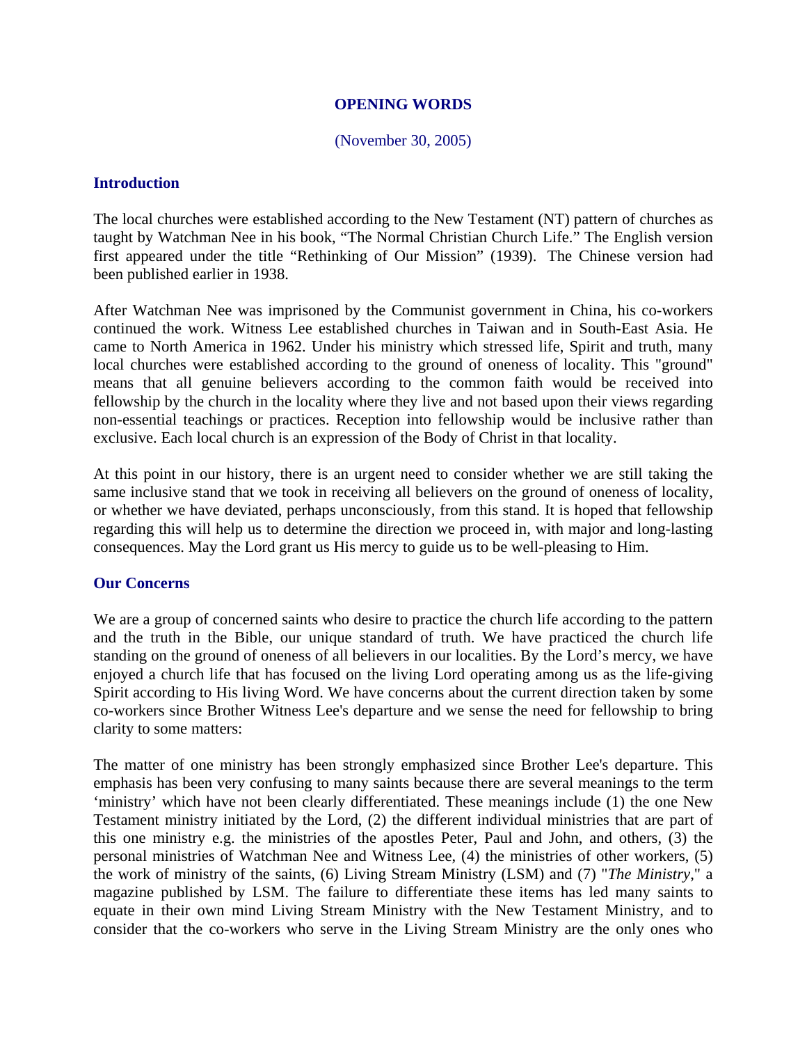# OPENING WORDS

(November 30, 2005)

## Introduction

The local churches were established according to the New Testament (NT) pattern of churches as taught by Watchman Nee in his book, "The Normal Christian Church Life." The English version first appeared under the title "Rethinking of Our Mission" (1939). The Chinese version had been published earlier in 1938.

After Watchman Nee was imprisoned by the Communist government in China, his co-workers continued the work. Witness Lee established churches in Taiwan and in South-East Asia. He came to North America in 1962. Under his ministry which stressed life, Spirit and truth, many local churches were established according to the ground of oneness of locality. This "ground" means that all genuine believers according to the common faith would be received into fellowship by the church in the locality where they live and not based upon their views regarding non-essential teachings or practices. Reception into fellowship would be inclusive rather than exclusive. Each local church is an expression of the Body of Christ in that locality.

At this point in our history, there is an urgent need to consider whether we are still taking the same inclusive stand that we took in receiving all believers on the ground of oneness of locality, or whether we have deviated, perhaps unconsciously, from this stand. It is hoped that fellowship regarding this will help us to determine the direction we proceed in, with major and long-lasting consequences. May the Lord grant us His mercy to guide us to be well-pleasing to Him.

## Our Concerns

We are a group of concerned saints who desire to practice the church life according to the pattern and the truth in the Bible, our unique standard of truth. We have practiced the church life standing on the ground of oneness of all believers in our localities. By the Lord's mercy, we have enjoyed a church life that has focused on the living Lord operating among us as the life-giving Spirit according to His living Word. We have concerns about the current direction taken by some co-workers since Brother Witness Lee's departure and we sense the need for fellowship to bring clarity to some matters:

The matter of one ministry has been strongly emphasized since Brother Lee's departure. This emphasis has been very confusing to many saints because there are several meanings to the term 'ministry' which have not been clearly differentiated. These meanings include (1) the one New Testament ministry initiated by the Lord, (2) the different individual ministries that are part of this one ministry e.g. the ministries of the apostles Peter, Paul and John, and others, (3) the personal ministries of Watchman Nee and Witness Lee, (4) the ministries of other workers, (5) the work of ministry of the saints, (6) Living Stream Ministry (LSM) and (7) "*The Ministry*," a magazine published by LSM. The failure to differentiate these items has led many saints to equate in their own mind Living Stream Ministry with the New Testament Ministry, and to consider that the co-workers who serve in the Living Stream Ministry are the only ones who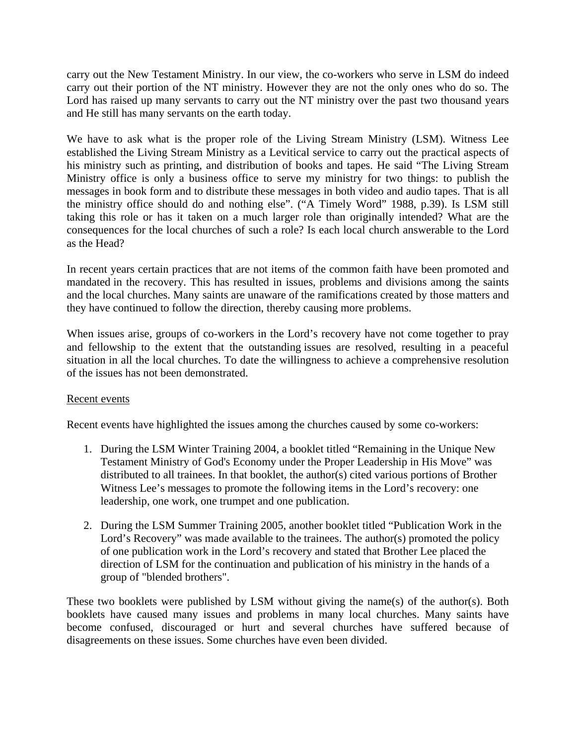carry out the New Testament Ministry. In our view, the co-workers who serve in LSM do indeed carry out their portion of the NT ministry. However they are not the only ones who do so. The Lord has raised up many servants to carry out the NT ministry over the past two thousand years and He still has many servants on the earth today.

We have to ask what is the proper role of the Living Stream Ministry (LSM). Witness Lee established the Living Stream Ministry as a Levitical service to carry out the practical aspects of his ministry such as printing, and distribution of books and tapes. He said "The Living Stream Ministry office is only a business office to serve my ministry for two things: to publish the messages in book form and to distribute these messages in both video and audio tapes. That is all the ministry office should do and nothing else". ("A Timely Word" 1988, p.39). Is LSM still taking this role or has it taken on a much larger role than originally intended? What are the consequences for the local churches of such a role? Is each local church answerable to the Lord as the Head?

In recent years certain practices that are not items of the common faith have been promoted and mandated in the recovery. This has resulted in issues, problems and divisions among the saints and the local churches. Many saints are unaware of the ramifications created by those matters and they have continued to follow the direction, thereby causing more problems.

When issues arise, groups of co-workers in the Lord's recovery have not come together to pray and fellowship to the extent that the outstanding issues are resolved, resulting in a peaceful situation in all the local churches. To date the willingness to achieve a comprehensive resolution of the issues has not been demonstrated.

<u>Recent events</u>

Recent events have highlighted the issues among the churches caused by some co-workers:

1. During the LSM Winter Training 2004, a booklet titled "Remaining in the Unique New Testament Ministry of God's Economy under the Proper Leadership in His Move" was distributed to all trainees. In that booklet, the author(s) cited various portions of Brother Witness Lee's messages to promote the following items in the Lord's recovery: one leadership, one work, one trumpet and one publication.

2. During the LSM Summer Training 2005, another booklet titled "Publication Work in the Lord's Recovery" was made available to the trainees. The author(s) promoted the policy of one publication work in the Lord's recovery and stated that Brother Lee placed the direction of LSM for the continuation and publication of his ministry in the hands of a group of "blended brothers".

These two booklets were published by LSM without giving the name(s) of the author(s). Both booklets have caused many issues and problems in many local churches. Many saints have become confused, discouraged or hurt and several churches have suffered because of disagreements on these issues. Some churches have even been divided.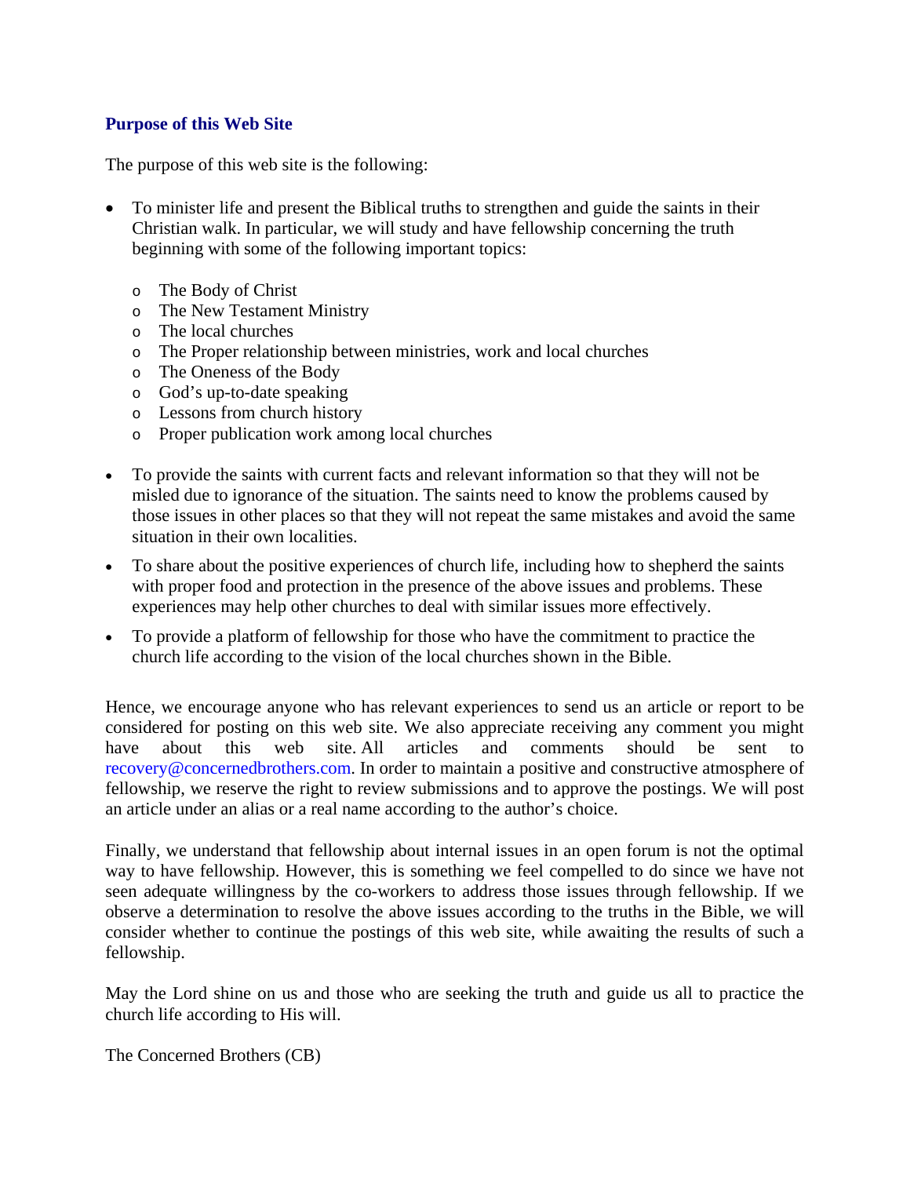## Purpose of this Web Site

The purpose of this web site is the following:

- To minister life and present the Biblical truths to strengthen and guide the saints in their Christian walk. In particular, we will study and have fellowship concerning the truth beginning with some of the following important topics:
  - The Body of Christ
  - The New Testament Ministry
  - The local churches
  - The Proper relationship between ministries, work and local churches
  - The Oneness of the Body
  - God's up-to-date speaking
  - Lessons from church history
  - Proper publication work among local churches
- To provide the saints with current facts and relevant information so that they will not be misled due to ignorance of the situation. The saints need to know the problems caused by those issues in other places so that they will not repeat the same mistakes and avoid the same situation in their own localities.
- To share about the positive experiences of church life, including how to shepherd the saints with proper food and protection in the presence of the above issues and problems. These experiences may help other churches to deal with similar issues more effectively.
- To provide a platform of fellowship for those who have the commitment to practice the church life according to the vision of the local churches shown in the Bible.

Hence, we encourage anyone who has relevant experiences to send us an article or report to be considered for posting on this web site. We also appreciate receiving any comment you might have about this web site. All articles and comments should be sent to recovery@concernedbrothers.com. In order to maintain a positive and constructive atmosphere of fellowship, we reserve the right to review submissions and to approve the postings. We will post an article under an alias or a real name according to the author's choice.

Finally, we understand that fellowship about internal issues in an open forum is not the optimal way to have fellowship. However, this is something we feel compelled to do since we have not seen adequate willingness by the co-workers to address those issues through fellowship. If we observe a determination to resolve the above issues according to the truths in the Bible, we will consider whether to continue the postings of this web site, while awaiting the results of such a fellowship.

May the Lord shine on us and those who are seeking the truth and guide us all to practice the church life according to His will.

The Concerned Brothers (CB)